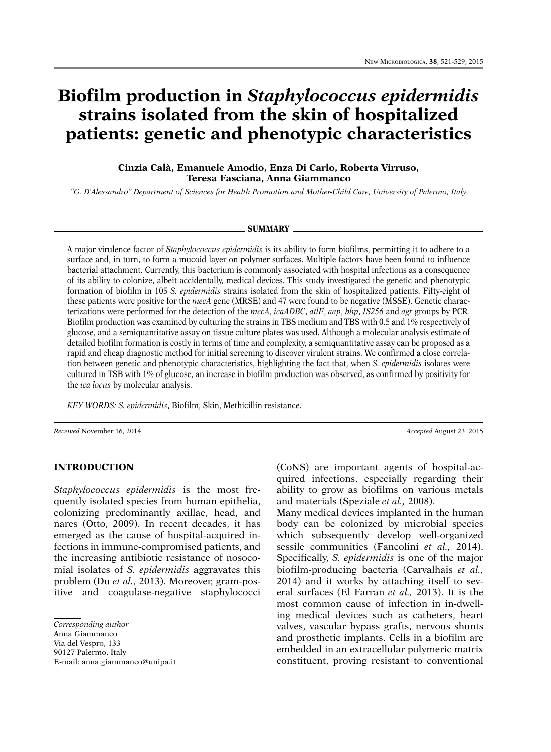# Biofilm production in *Staphylococcus epidermidis* strains isolated from the skin of hospitalized patients: genetic and phenotypic characteristics

**Cinzia Calà, Emanuele Amodio, Enza Di Carlo, Roberta Virruso, Teresa Fasciana, Anna Giammanco**

*"G. D'Alessandro" Department of Sciences for Health Promotion and Mother-Child Care, University of Palermo, Italy*

## SUMMARY

A major virulence factor of *Staphylococcus epidermidis* is its ability to form biofilms, permitting it to adhere to a surface and, in turn, to form a mucoid layer on polymer surfaces. Multiple factors have been found to influence bacterial attachment. Currently, this bacterium is commonly associated with hospital infections as a consequence of its ability to colonize, albeit accidentally, medical devices. This study investigated the genetic and phenotypic formation of biofilm in 105 *S. epidermidis* strains isolated from the skin of hospitalized patients. Fifty-eight of these patients were positive for the *mecA* gene (MRSE) and 47 were found to be negative (MSSE). Genetic characterizations were performed for the detection of the *mecA*, *icaADBC*, *atlE*, *aap*, *bhp*, *IS256* and *agr* groups by PCR. Biofilm production was examined by culturing the strains in TBS medium and TBS with 0.5 and 1% respectively of glucose, and a semiquantitative assay on tissue culture plates was used. Although a molecular analysis estimate of detailed biofilm formation is costly in terms of time and complexity, a semiquantitative assay can be proposed as a rapid and cheap diagnostic method for initial screening to discover virulent strains. We confirmed a close correlation between genetic and phenotypic characteristics, highlighting the fact that, when *S. epidermidis* isolates were cultured in TSB with 1% of glucose, an increase in biofilm production was observed, as confirmed by positivity for the *ica locus* by molecular analysis.

*KEY WORDS: S. epidermidis*, Biofilm, Skin, Methicillin resistance.

*Received* November 16, 2014 *Accepted* August 23, 2015

## INTRODUCTION

*Staphylococcus epidermidis* is the most frequently isolated species from human epithelia, colonizing predominantly axillae, head, and nares (Otto, 2009). In recent decades, it has emerged as the cause of hospital-acquired infections in immune-compromised patients, and the increasing antibiotic resistance of nosocomial isolates of *S. epidermidis* aggravates this problem (Du *et al.*, 2013). Moreover, gram-positive and coagulase-negative staphylococci (CoNS) are important agents of hospital-acquired infections, especially regarding their ability to grow as biofilms on various metals and materials (Speziale *et al.,* 2008).

Many medical devices implanted in the human body can be colonized by microbial species which subsequently develop well-organized sessile communities (Fancolini *et al.,* 2014). Specifically, *S. epidermidis* is one of the major biofilm-producing bacteria (Carvalhais *et al.,* 2014) and it works by attaching itself to several surfaces (El Farran *et al.,* 2013). It is the most common cause of infection in in-dwelling medical devices such as catheters, heart valves, vascular bypass grafts, nervous shunts and prosthetic implants. Cells in a biofilm are embedded in an extracellular polymeric matrix constituent, proving resistant to conventional

*Corresponding author*
Anna Giammanco
Via del Vespro, 133
90127 Palermo, Italy
E-mail: anna.giammanco@unipa.it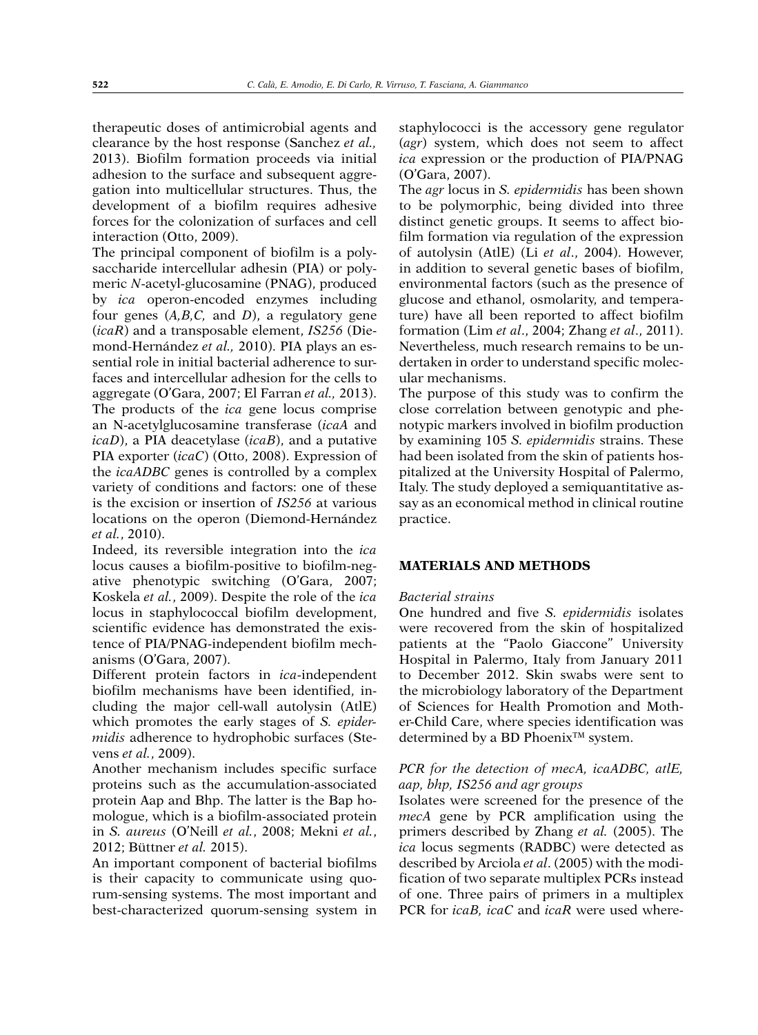therapeutic doses of antimicrobial agents and clearance by the host response (Sanchez *et al.,* 2013). Biofilm formation proceeds via initial adhesion to the surface and subsequent aggregation into multicellular structures. Thus, the development of a biofilm requires adhesive forces for the colonization of surfaces and cell interaction (Otto, 2009).

The principal component of biofilm is a polysaccharide intercellular adhesin (PIA) or polymeric *N*-acetyl-glucosamine (PNAG), produced by *ica* operon-encoded enzymes including four genes (*A,B,C,* and *D*), a regulatory gene (*icaR*) and a transposable element, *IS256* (Diemond-Hernández *et al.,* 2010). PIA plays an essential role in initial bacterial adherence to surfaces and intercellular adhesion for the cells to aggregate (O'Gara, 2007; El Farran *et al.,* 2013). The products of the *ica* gene locus comprise an N-acetylglucosamine transferase (*icaA* and *icaD*), a PIA deacetylase (*icaB*), and a putative PIA exporter (*icaC*) (Otto, 2008). Expression of the *icaADBC* genes is controlled by a complex variety of conditions and factors: one of these is the excision or insertion of *IS256* at various locations on the operon (Diemond-Hernández *et al.*, 2010).

Indeed, its reversible integration into the *ica* locus causes a biofilm-positive to biofilm-negative phenotypic switching (O'Gara, 2007; Koskela *et al.*, 2009). Despite the role of the *ica* locus in staphylococcal biofilm development, scientific evidence has demonstrated the existence of PIA/PNAG-independent biofilm mechanisms (O'Gara, 2007).

Different protein factors in *ica*-independent biofilm mechanisms have been identified, including the major cell-wall autolysin (AtlE) which promotes the early stages of *S. epidermidis* adherence to hydrophobic surfaces (Stevens *et al.*, 2009).

Another mechanism includes specific surface proteins such as the accumulation-associated protein Aap and Bhp. The latter is the Bap homologue, which is a biofilm-associated protein in *S. aureus* (O'Neill *et al.*, 2008; Mekni *et al.*, 2012; Büttner *et al.* 2015).

An important component of bacterial biofilms is their capacity to communicate using quorum-sensing systems. The most important and best-characterized quorum-sensing system in staphylococci is the accessory gene regulator (*agr*) system, which does not seem to affect *ica* expression or the production of PIA/PNAG (O'Gara, 2007).

The *agr* locus in *S. epidermidis* has been shown to be polymorphic, being divided into three distinct genetic groups. It seems to affect biofilm formation via regulation of the expression of autolysin (AtlE) (Li *et al*., 2004). However, in addition to several genetic bases of biofilm, environmental factors (such as the presence of glucose and ethanol, osmolarity, and temperature) have all been reported to affect biofilm formation (Lim *et al*., 2004; Zhang *et al*., 2011). Nevertheless, much research remains to be undertaken in order to understand specific molecular mechanisms.

The purpose of this study was to confirm the close correlation between genotypic and phenotypic markers involved in biofilm production by examining 105 *S. epidermidis* strains. These had been isolated from the skin of patients hospitalized at the University Hospital of Palermo, Italy. The study deployed a semiquantitative assay as an economical method in clinical routine practice.

## MATERIALS AND METHODS

### *Bacterial strains*

One hundred and five *S. epidermidis* isolates were recovered from the skin of hospitalized patients at the "Paolo Giaccone" University Hospital in Palermo, Italy from January 2011 to December 2012. Skin swabs were sent to the microbiology laboratory of the Department of Sciences for Health Promotion and Mother-Child Care, where species identification was determined by a BD Phoenix™ system.

### *PCR for the detection of mecA, icaADBC, atlE, aap, bhp, IS256 and agr groups*

Isolates were screened for the presence of the *mecA* gene by PCR amplification using the primers described by Zhang *et al.* (2005). The *ica* locus segments (RADBC) were detected as described by Arciola *et al*. (2005) with the modification of two separate multiplex PCRs instead of one. Three pairs of primers in a multiplex PCR for *icaB, icaC* and *icaR* were used where-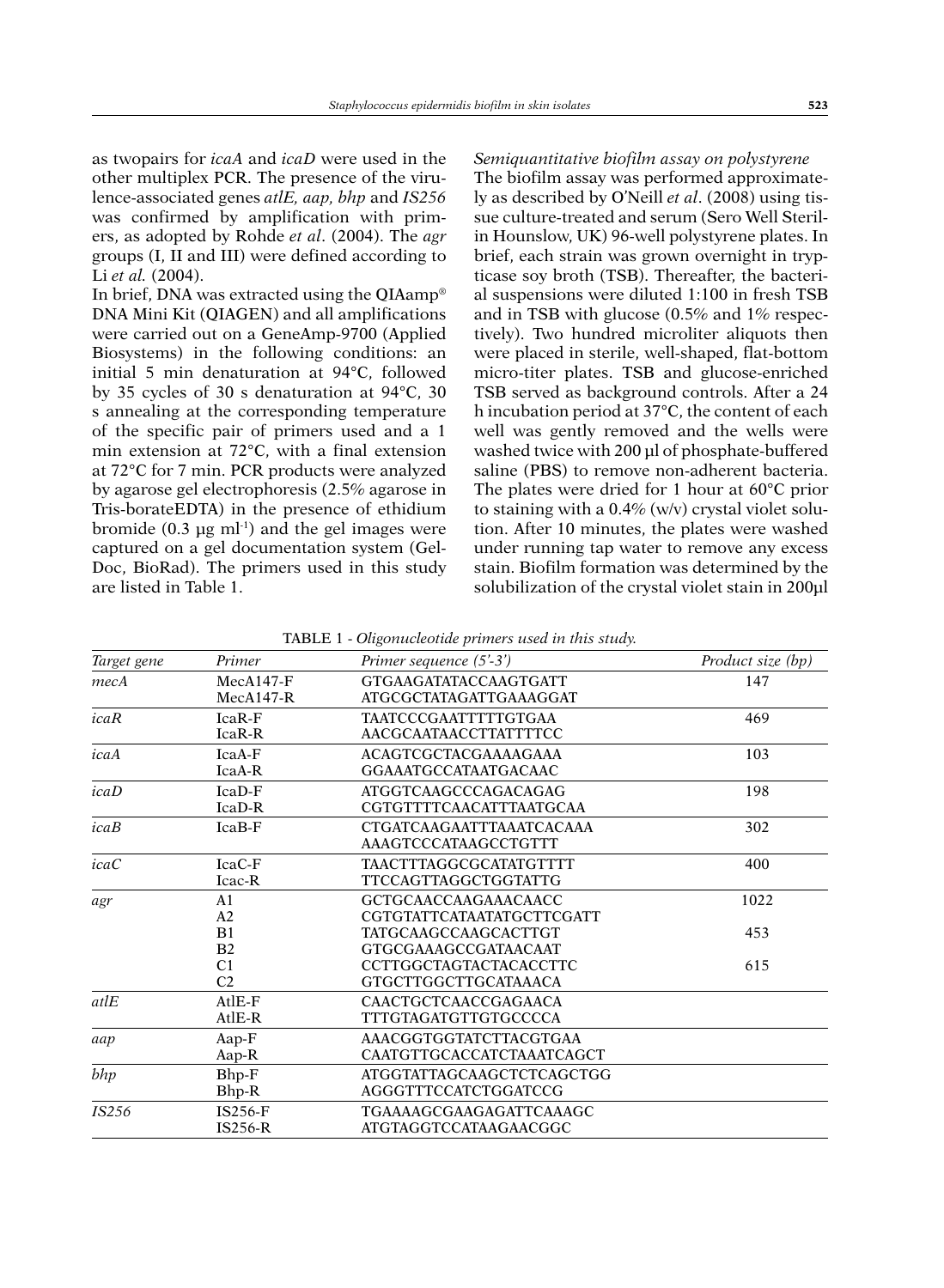as twopairs for *icaA* and *icaD* were used in the other multiplex PCR. The presence of the virulence-associated genes *atlE, aap, bhp* and *IS256* was confirmed by amplification with primers, as adopted by Rohde *et al*. (2004). The *agr* groups (I, II and III) were defined according to Li *et al.* (2004).

In brief, DNA was extracted using the QIAamp® DNA Mini Kit (QIAGEN) and all amplifications were carried out on a GeneAmp-9700 (Applied Biosystems) in the following conditions: an initial 5 min denaturation at 94°C, followed by 35 cycles of 30 s denaturation at 94°C, 30 s annealing at the corresponding temperature of the specific pair of primers used and a 1 min extension at 72°C, with a final extension at 72°C for 7 min. PCR products were analyzed by agarose gel electrophoresis (2.5% agarose in Tris-borateEDTA) in the presence of ethidium bromide (0.3 μg ml$^{-1}$) and the gel images were captured on a gel documentation system (Gel-Doc, BioRad). The primers used in this study are listed in Table 1.

*Semiquantitative biofilm assay on polystyrene*

The biofilm assay was performed approximately as described by O'Neill *et al*. (2008) using tissue culture-treated and serum (Sero Well Sterilin Hounslow, UK) 96-well polystyrene plates. In brief, each strain was grown overnight in trypticase soy broth (TSB). Thereafter, the bacterial suspensions were diluted 1:100 in fresh TSB and in TSB with glucose (0.5% and 1% respectively). Two hundred microliter aliquots then were placed in sterile, well-shaped, flat-bottom micro-titer plates. TSB and glucose-enriched TSB served as background controls. After a 24 h incubation period at 37°C, the content of each well was gently removed and the wells were washed twice with 200 μl of phosphate-buffered saline (PBS) to remove non-adherent bacteria. The plates were dried for 1 hour at 60°C prior to staining with a 0.4% (w/v) crystal violet solution. After 10 minutes, the plates were washed under running tap water to remove any excess stain. Biofilm formation was determined by the solubilization of the crystal violet stain in 200μl

TABLE 1 - *Oligonucleotide primers used in this study.*

| *Target gene* | *Primer* | *Primer sequence (5'-3')* | *Product size (bp)* |
|---|---|---|---|
| *mecA* | MecA147-F | GTGAAGATATACCAAGTGATT | 147 |
| | MecA147-R | ATGCGCTATAGATTGAAAGGAT | |
| *icaR* | IcaR-F | TAATCCCGAATTTTTGTGAA | 469 |
| | IcaR-R | AACGCAATAACCTTATTTTCC | |
| *icaA* | IcaA-F | ACAGTCGCTACGAAAAGAAA | 103 |
| | IcaA-R | GGAAATGCCATAATGACAAC | |
| *icaD* | IcaD-F | ATGGTCAAGCCCAGACAGAG | 198 |
| | IcaD-R | CGTGTTTTCAACATTTAATGCAA | |
| *icaB* | IcaB-F | CTGATCAAGAATTTAAATCACAAA | 302 |
| | | AAAGTCCCATAAGCCTGTTT | |
| *icaC* | IcaC-F | TAACTTTAGGCGCATATGTTTT | 400 |
| | Icac-R | TTCCAGTTAGGCTGGTATTG | |
| *agr* | A1 | GCTGCAACCAAGAAACAACC | 1022 |
| | A2 | CGTGTATTCATAATATGCTTCGATT | |
| | B1 | TATGCAAGCCAAGCACTTGT | 453 |
| | B2 | GTGCGAAAGCCGATAACAAT | |
| | C1 | CCTTGGCTAGTACTACACCTTC | 615 |
| | C2 | GTGCTTGGCTTGCATAAACA | |
| *atlE* | AtlE-F | CAACTGCTCAACCGAGAACA | |
| | AtlE-R | TTTGTAGATGTTGTGCCCCA | |
| *aap* | Aap-F | AAACGGTGGTATCTTACGTGAA | |
| | Aap-R | CAATGTTGCACCATCTAAATCAGCT | |
| *bhp* | Bhp-F | ATGGTATTAGCAAGCTCTCAGCTGG | |
| | Bhp-R | AGGGTTTCCATCTGGATCCG | |
| *IS256* | IS256-F | TGAAAAGCGAAGAGATTCAAAGC | |
| | IS256-R | ATGTAGGTCCATAAGAACGGC | |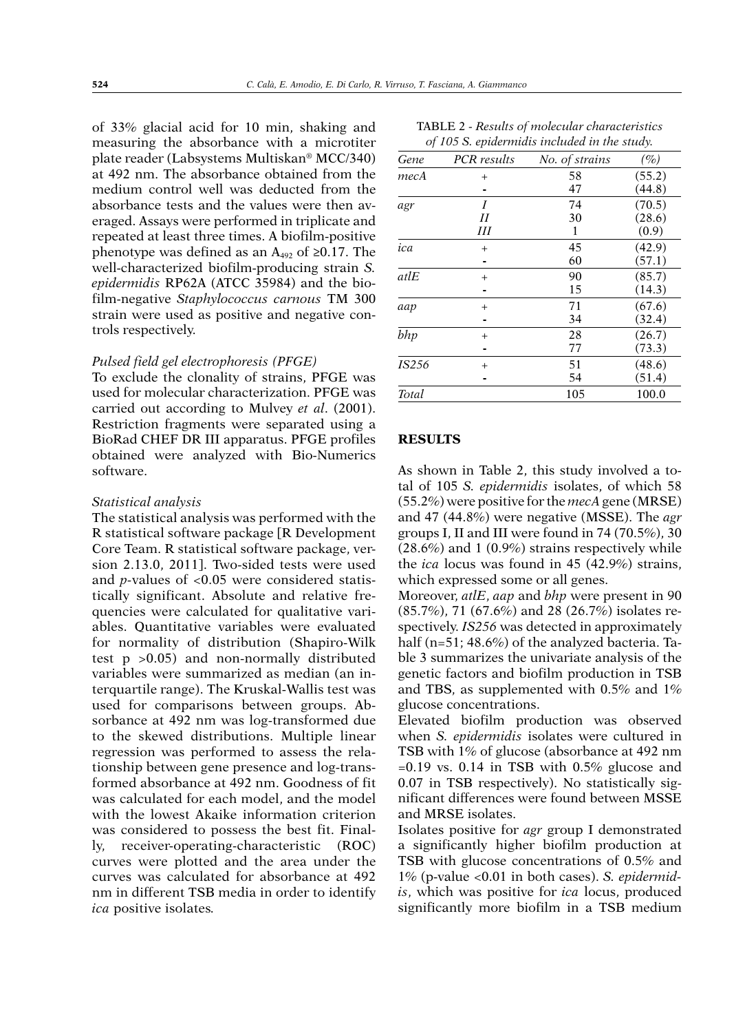of 33% glacial acid for 10 min, shaking and measuring the absorbance with a microtiter plate reader (Labsystems Multiskan® MCC/340) at 492 nm. The absorbance obtained from the medium control well was deducted from the absorbance tests and the values were then averaged. Assays were performed in triplicate and repeated at least three times. A biofilm-positive phenotype was defined as an $A_{492}$ of ≥0.17. The well-characterized biofilm-producing strain *S. epidermidis* RP62A (ATCC 35984) and the biofilm-negative *Staphylococcus carnous* TM 300 strain were used as positive and negative controls respectively.

*Pulsed field gel electrophoresis (PFGE)*

To exclude the clonality of strains, PFGE was used for molecular characterization. PFGE was carried out according to Mulvey *et al*. (2001). Restriction fragments were separated using a BioRad CHEF DR III apparatus. PFGE profiles obtained were analyzed with Bio-Numerics software.

*Statistical analysis*

The statistical analysis was performed with the R statistical software package [R Development Core Team. R statistical software package, version 2.13.0, 2011]. Two-sided tests were used and *p*-values of <0.05 were considered statistically significant. Absolute and relative frequencies were calculated for qualitative variables. Quantitative variables were evaluated for normality of distribution (Shapiro-Wilk test p >0.05) and non-normally distributed variables were summarized as median (an interquartile range). The Kruskal-Wallis test was used for comparisons between groups. Absorbance at 492 nm was log-transformed due to the skewed distributions. Multiple linear regression was performed to assess the relationship between gene presence and log-transformed absorbance at 492 nm. Goodness of fit was calculated for each model, and the model with the lowest Akaike information criterion was considered to possess the best fit. Finally, receiver-operating-characteristic (ROC) curves were plotted and the area under the curves was calculated for absorbance at 492 nm in different TSB media in order to identify *ica* positive isolates.

TABLE 2 - *Results of molecular characteristics of 105 S. epidermidis included in the study.*

| Gene | PCR results | No. of strains | (%) |
|---|---|---|---|
| *mecA* | + | 58 | (55.2) |
| | - | 47 | (44.8) |
| *agr* | *I* | 74 | (70.5) |
| | *II* | 30 | (28.6) |
| | *III* | 1 | (0.9) |
| *ica* | + | 45 | (42.9) |
| | - | 60 | (57.1) |
| *atlE* | + | 90 | (85.7) |
| | - | 15 | (14.3) |
| *aap* | + | 71 | (67.6) |
| | - | 34 | (32.4) |
| *bhp* | + | 28 | (26.7) |
| | - | 77 | (73.3) |
| *IS256* | + | 51 | (48.6) |
| | - | 54 | (51.4) |
| *Total* | | 105 | 100.0 |

## RESULTS

As shown in Table 2, this study involved a total of 105 *S. epidermidis* isolates, of which 58 (55.2%) were positive for the *mecA* gene (MRSE) and 47 (44.8%) were negative (MSSE). The *agr* groups I, II and III were found in 74 (70.5%), 30 (28.6%) and 1 (0.9%) strains respectively while the *ica* locus was found in 45 (42.9%) strains, which expressed some or all genes.

Moreover, *atlE*, *aap* and *bhp* were present in 90 (85.7%), 71 (67.6%) and 28 (26.7%) isolates respectively. *IS256* was detected in approximately half (n=51; 48.6%) of the analyzed bacteria. Table 3 summarizes the univariate analysis of the genetic factors and biofilm production in TSB and TBS, as supplemented with 0.5% and 1% glucose concentrations.

Elevated biofilm production was observed when *S. epidermidis* isolates were cultured in TSB with 1% of glucose (absorbance at 492 nm =0.19 vs. 0.14 in TSB with 0.5% glucose and 0.07 in TSB respectively). No statistically significant differences were found between MSSE and MRSE isolates.

Isolates positive for *agr* group I demonstrated a significantly higher biofilm production at TSB with glucose concentrations of 0.5% and 1% (p-value <0.01 in both cases). *S. epidermidis*, which was positive for *ica* locus, produced significantly more biofilm in a TSB medium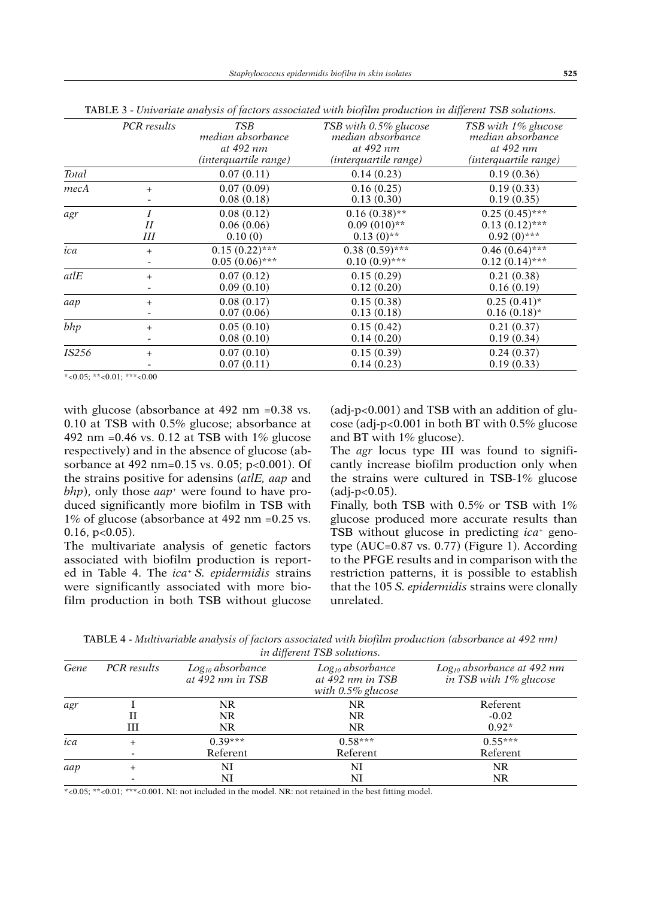TABLE 3 - *Univariate analysis of factors associated with biofilm production in different TSB solutions.*

| | PCR results | TSB median absorbance at 492 nm (interquartile range) | TSB with 0.5% glucose median absorbance at 492 nm (interquartile range) | TSB with 1% glucose median absorbance at 492 nm (interquartile range) |
|---|---|---|---|---|
| *Total* | | 0.07 (0.11) | 0.14 (0.23) | 0.19 (0.36) |
| *mecA* | + | 0.07 (0.09) | 0.16 (0.25) | 0.19 (0.33) |
| | - | 0.08 (0.18) | 0.13 (0.30) | 0.19 (0.35) |
| *agr* | *I* | 0.08 (0.12) | 0.16 (0.38)** | 0.25 (0.45)*** |
| | *II* | 0.06 (0.06) | 0.09 (010)** | 0.13 (0.12)*** |
| | *III* | 0.10 (0) | 0.13 (0)** | 0.92 (0)*** |
| *ica* | + | 0.15 (0.22)*** | 0.38 (0.59)*** | 0.46 (0.64)*** |
| | - | 0.05 (0.06)*** | 0.10 (0.9)*** | 0.12 (0.14)*** |
| *atlE* | + | 0.07 (0.12) | 0.15 (0.29) | 0.21 (0.38) |
| | - | 0.09 (0.10) | 0.12 (0.20) | 0.16 (0.19) |
| *aap* | + | 0.08 (0.17) | 0.15 (0.38) | 0.25 (0.41)* |
| | - | 0.07 (0.06) | 0.13 (0.18) | 0.16 (0.18)* |
| *bhp* | + | 0.05 (0.10) | 0.15 (0.42) | 0.21 (0.37) |
| | - | 0.08 (0.10) | 0.14 (0.20) | 0.19 (0.34) |
| *IS256* | + | 0.07 (0.10) | 0.15 (0.39) | 0.24 (0.37) |
| | - | 0.07 (0.11) | 0.14 (0.23) | 0.19 (0.33) |

*<0.05; **<0.01; ***<0.00

with glucose (absorbance at 492 nm =0.38 vs. 0.10 at TSB with 0.5% glucose; absorbance at 492 nm =0.46 vs. 0.12 at TSB with 1% glucose respectively) and in the absence of glucose (absorbance at 492 nm=0.15 vs. 0.05; $p<0.001$). Of the strains positive for adensins (*atlE, aap* and *bhp*), only those *aap*+ were found to have produced significantly more biofilm in TSB with 1% of glucose (absorbance at 492 nm =0.25 vs. 0.16, $p<0.05$).

The multivariate analysis of genetic factors associated with biofilm production is reported in Table 4. The *ica*+ *S. epidermidis* strains were significantly associated with more biofilm production in both TSB without glucose (adj-$p<0.001$) and TSB with an addition of glucose (adj-$p<0.001$ in both BT with 0.5% glucose and BT with 1% glucose).

The *agr* locus type III was found to significantly increase biofilm production only when the strains were cultured in TSB-1% glucose (adj-$p<0.05$).

Finally, both TSB with 0.5% or TSB with 1% glucose produced more accurate results than TSB without glucose in predicting *ica*+ genotype (AUC=0.87 vs. 0.77) (Figure 1). According to the PFGE results and in comparison with the restriction patterns, it is possible to establish that the 105 *S. epidermidis* strains were clonally unrelated.

TABLE 4 - *Multivariable analysis of factors associated with biofilm production (absorbance at 492 nm) in different TSB solutions.*

| Gene | PCR results | $Log_{10}$ absorbance at 492 nm in TSB | $Log_{10}$ absorbance at 492 nm in TSB with 0.5% glucose | $Log_{10}$ absorbance at 492 nm in TSB with 1% glucose |
|---|---|---|---|---|
| *agr* | I | NR | NR | Referent |
| | II | NR | NR | -0.02 |
| | III | NR | NR | 0.92* |
| *ica* | + | 0.39*** | 0.58*** | 0.55*** |
| | - | Referent | Referent | Referent |
| *aap* | + | NI | NI | NR |
| | - | NI | NI | NR |

*<0.05; **<0.01; ***<0.001. NI: not included in the model. NR: not retained in the best fitting model.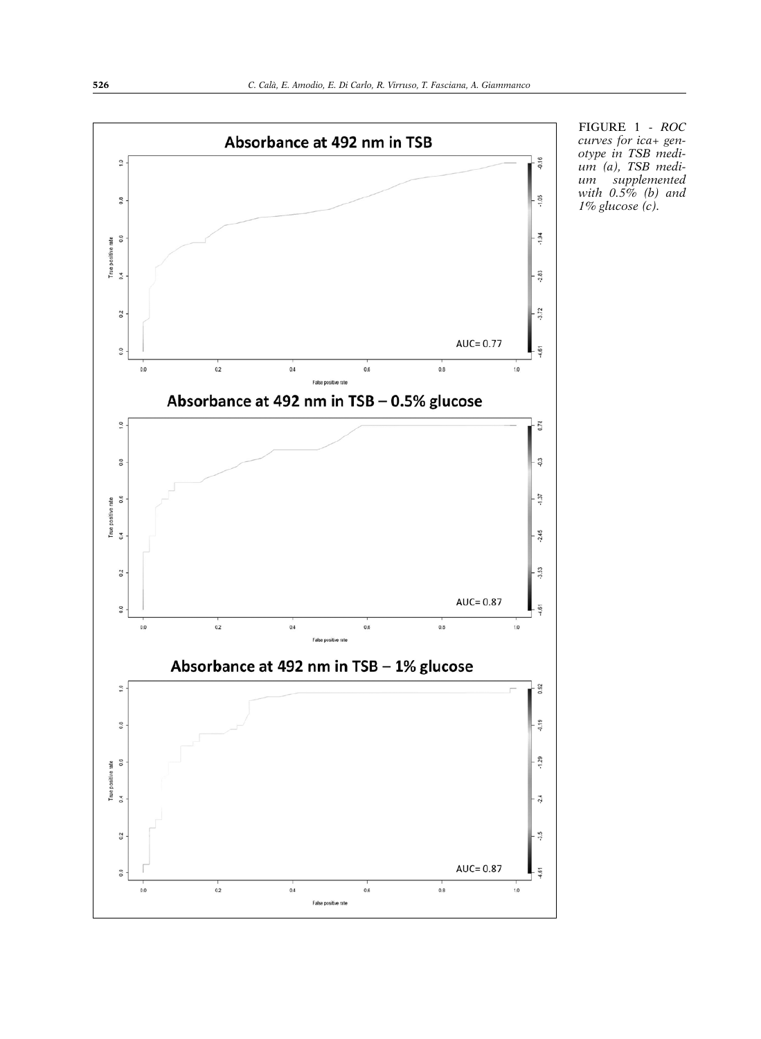FIGURE 1 - *ROC curves for ica+ genotype in TSB medium (a), TSB medium supplemented with 0.5% (b) and 1% glucose (c).*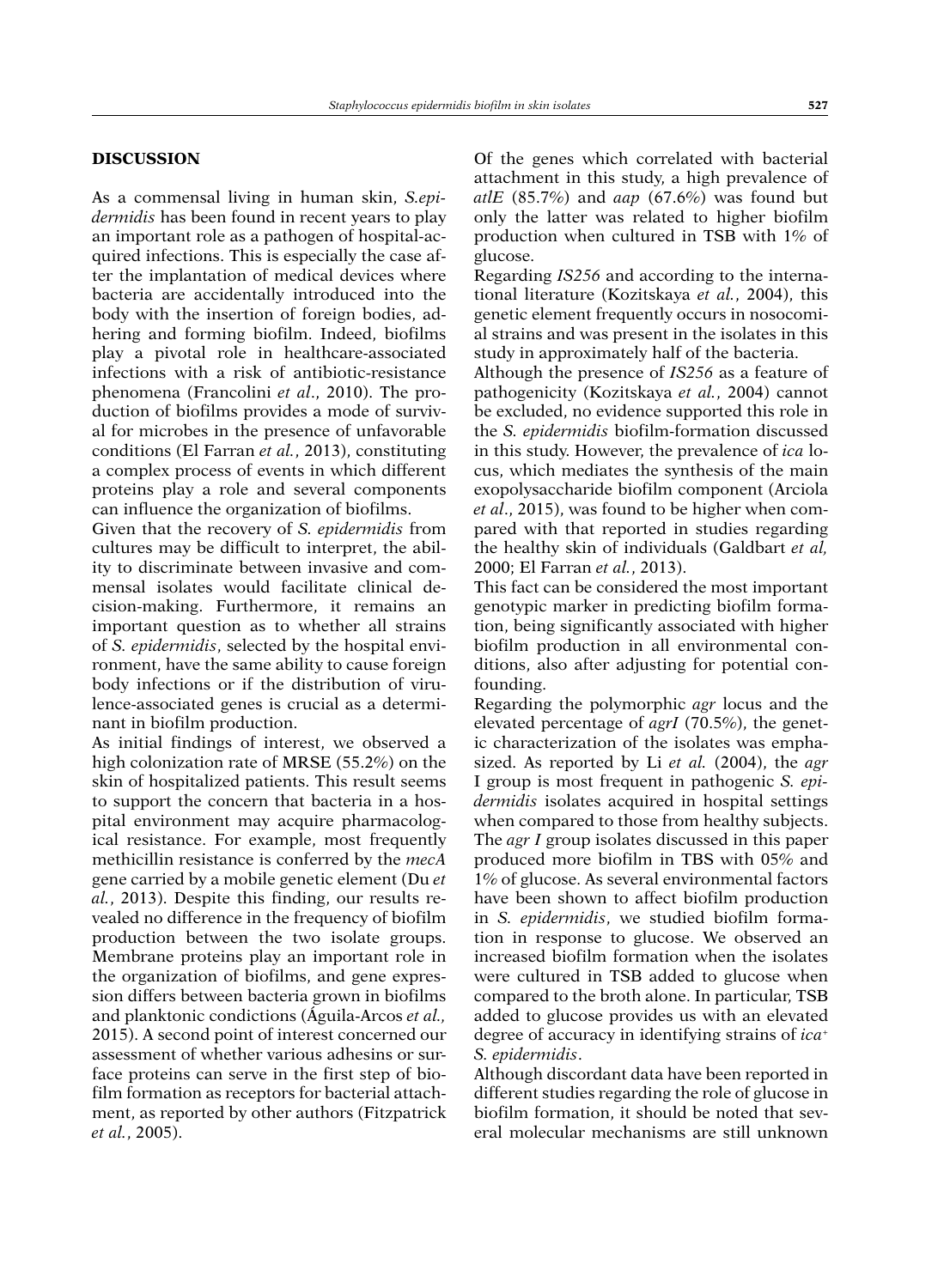## DISCUSSION

As a commensal living in human skin, *S.epidermidis* has been found in recent years to play an important role as a pathogen of hospital-acquired infections. This is especially the case after the implantation of medical devices where bacteria are accidentally introduced into the body with the insertion of foreign bodies, adhering and forming biofilm. Indeed, biofilms play a pivotal role in healthcare-associated infections with a risk of antibiotic-resistance phenomena (Francolini *et al*., 2010). The production of biofilms provides a mode of survival for microbes in the presence of unfavorable conditions (El Farran *et al.*, 2013), constituting a complex process of events in which different proteins play a role and several components can influence the organization of biofilms.

Given that the recovery of *S. epidermidis* from cultures may be difficult to interpret, the ability to discriminate between invasive and commensal isolates would facilitate clinical decision-making. Furthermore, it remains an important question as to whether all strains of *S. epidermidis*, selected by the hospital environment, have the same ability to cause foreign body infections or if the distribution of virulence-associated genes is crucial as a determinant in biofilm production.

As initial findings of interest, we observed a high colonization rate of MRSE (55.2%) on the skin of hospitalized patients. This result seems to support the concern that bacteria in a hospital environment may acquire pharmacological resistance. For example, most frequently methicillin resistance is conferred by the *mecA* gene carried by a mobile genetic element (Du *et al.*, 2013). Despite this finding, our results revealed no difference in the frequency of biofilm production between the two isolate groups.

Membrane proteins play an important role in the organization of biofilms, and gene expression differs between bacteria grown in biofilms and planktonic conditions (Águila-Arcos *et al.,* 2015). A second point of interest concerned our assessment of whether various adhesins or surface proteins can serve in the first step of biofilm formation as receptors for bacterial attachment, as reported by other authors (Fitzpatrick *et al.*, 2005).

Of the genes which correlated with bacterial attachment in this study, a high prevalence of *atlE* (85.7%) and *aap* (67.6%) was found but only the latter was related to higher biofilm production when cultured in TSB with 1% of glucose.

Regarding *IS256* and according to the international literature (Kozitskaya *et al.*, 2004), this genetic element frequently occurs in nosocomial strains and was present in the isolates in this study in approximately half of the bacteria.

Although the presence of *IS256* as a feature of pathogenicity (Kozitskaya *et al.*, 2004) cannot be excluded, no evidence supported this role in the *S. epidermidis* biofilm-formation discussed in this study. However, the prevalence of *ica* locus, which mediates the synthesis of the main exopolysaccharide biofilm component (Arciola *et al*., 2015), was found to be higher when compared with that reported in studies regarding the healthy skin of individuals (Galdbart *et al,* 2000; El Farran *et al.*, 2013).

This fact can be considered the most important genotypic marker in predicting biofilm formation, being significantly associated with higher biofilm production in all environmental conditions, also after adjusting for potential confounding.

Regarding the polymorphic *agr* locus and the elevated percentage of *agrI* (70.5%), the genetic characterization of the isolates was emphasized. As reported by Li *et al.* (2004), the *agr* I group is most frequent in pathogenic *S. epidermidis* isolates acquired in hospital settings when compared to those from healthy subjects. The *agr I* group isolates discussed in this paper produced more biofilm in TBS with 05% and 1% of glucose. As several environmental factors have been shown to affect biofilm production in *S. epidermidis*, we studied biofilm formation in response to glucose. We observed an increased biofilm formation when the isolates were cultured in TSB added to glucose when compared to the broth alone. In particular, TSB added to glucose provides us with an elevated degree of accuracy in identifying strains of *ica*$^{+}$ *S. epidermidis*.

Although discordant data have been reported in different studies regarding the role of glucose in biofilm formation, it should be noted that several molecular mechanisms are still unknown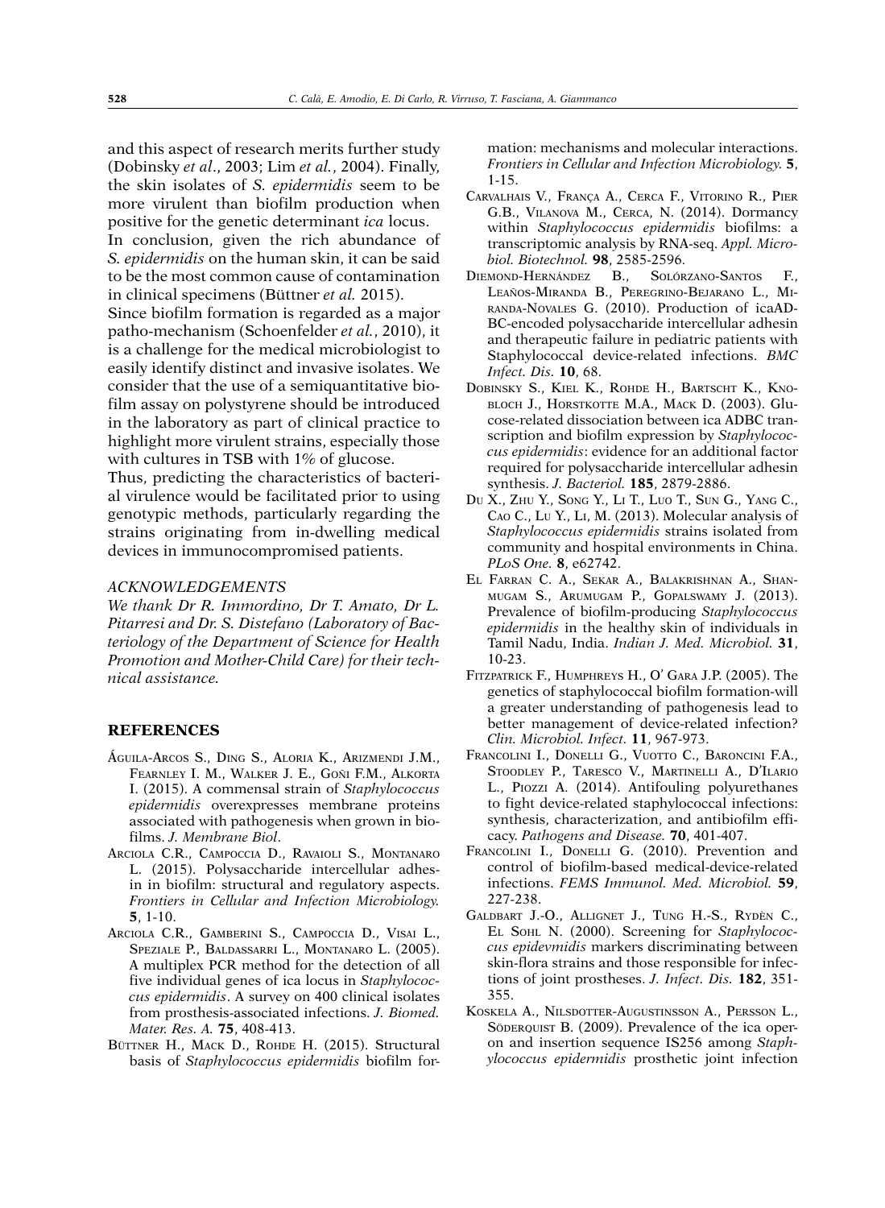and this aspect of research merits further study (Dobinsky *et al*., 2003; Lim *et al.*, 2004). Finally, the skin isolates of *S. epidermidis* seem to be more virulent than biofilm production when positive for the genetic determinant *ica* locus.

In conclusion, given the rich abundance of *S. epidermidis* on the human skin, it can be said to be the most common cause of contamination in clinical specimens (Büttner *et al.* 2015).

Since biofilm formation is regarded as a major patho-mechanism (Schoenfelder *et al.*, 2010), it is a challenge for the medical microbiologist to easily identify distinct and invasive isolates. We consider that the use of a semiquantitative biofilm assay on polystyrene should be introduced in the laboratory as part of clinical practice to highlight more virulent strains, especially those with cultures in TSB with 1% of glucose.

Thus, predicting the characteristics of bacterial virulence would be facilitated prior to using genotypic methods, particularly regarding the strains originating from in-dwelling medical devices in immunocompromised patients.

### *ACKNOWLEDGEMENTS*

*We thank Dr R. Immordino, Dr T. Amato, Dr L. Pitarresi and Dr. S. Distefano (Laboratory of Bacteriology of the Department of Science for Health Promotion and Mother-Child Care) for their technical assistance.*

## REFERENCES

Águila-Arcos S., Ding S., Aloria K., Arizmendi J.M., Fearnley I. M., Walker J. E., Goñi F.M., Alkorta I. (2015). A commensal strain of *Staphylococcus epidermidis* overexpresses membrane proteins associated with pathogenesis when grown in biofilms. *J. Membrane Biol*.

Arciola C.R., Campoccia D., Ravaioli S., Montanaro L. (2015). Polysaccharide intercellular adhesin in biofilm: structural and regulatory aspects. *Frontiers in Cellular and Infection Microbiology.* **5**, 1-10.

Arciola C.R., Gamberini S., Campoccia D., Visai L., Speziale P., Baldassarri L., Montanaro L. (2005). A multiplex PCR method for the detection of all five individual genes of ica locus in *Staphylococcus epidermidis*. A survey on 400 clinical isolates from prosthesis-associated infections. *J. Biomed. Mater. Res. A.* **75**, 408-413.

Büttner H., Mack D., Rohde H. (2015). Structural basis of *Staphylococcus epidermidis* biofilm formation: mechanisms and molecular interactions. *Frontiers in Cellular and Infection Microbiology.* **5**, 1-15.

Carvalhais V., França A., Cerca F., Vitorino R., Pier G.B., Vilanova M., Cerca, N. (2014). Dormancy within *Staphylococcus epidermidis* biofilms: a transcriptomic analysis by RNA-seq. *Appl. Microbiol. Biotechnol.* **98**, 2585-2596.

Diemond-Hernández B., Solórzano-Santos F., Leaños-Miranda B., Peregrino-Bejarano L., Miranda-Novales G. (2010). Production of icaADBC-encoded polysaccharide intercellular adhesin and therapeutic failure in pediatric patients with Staphylococcal device-related infections. *BMC Infect. Dis.* **10**, 68.

Dobinsky S., Kiel K., Rohde H., Bartscht K., Knobloch J., Horstkotte M.A., Mack D. (2003). Glucose-related dissociation between ica ADBC transcription and biofilm expression by *Staphylococcus epidermidis*: evidence for an additional factor required for polysaccharide intercellular adhesin synthesis. *J. Bacteriol.* **185**, 2879-2886.

Du X., Zhu Y., Song Y., Li T., Luo T., Sun G., Yang C., Cao C., Lu Y., Li, M. (2013). Molecular analysis of *Staphylococcus epidermidis* strains isolated from community and hospital environments in China. *PLoS One.* **8**, e62742.

El Farran C. A., Sekar A., Balakrishnan A., Shanmugam S., Arumugam P., Gopalswamy J. (2013). Prevalence of biofilm-producing *Staphylococcus epidermidis* in the healthy skin of individuals in Tamil Nadu, India. *Indian J. Med. Microbiol.* **31**, 10-23.

Fitzpatrick F., Humphreys H., O' Gara J.P. (2005). The genetics of staphylococcal biofilm formation-will a greater understanding of pathogenesis lead to better management of device-related infection? *Clin. Microbiol. Infect.* **11**, 967-973.

Francolini I., Donelli G., Vuotto C., Baroncini F.A., Stoodley P., Taresco V., Martinelli A., D'Ilario L., Piozzi A. (2014). Antifouling polyurethanes to fight device-related staphylococcal infections: synthesis, characterization, and antibiofilm efficacy. *Pathogens and Disease.* **70**, 401-407.

Francolini I., Donelli G. (2010). Prevention and control of biofilm-based medical-device-related infections. *FEMS Immunol. Med. Microbiol.* **59**, 227-238.

Galdbart J.-O., Allignet J., Tung H.-S., Rydèn C., El Sohl N. (2000). Screening for *Staphylococcus epidevmidis* markers discriminating between skin-flora strains and those responsible for infections of joint prostheses. *J. Infect. Dis.* **182**, 351-355.

Koskela A., Nilsdotter-Augustinsson A., Persson L., Söderquist B. (2009). Prevalence of the ica operon and insertion sequence IS256 among *Staphylococcus epidermidis* prosthetic joint infection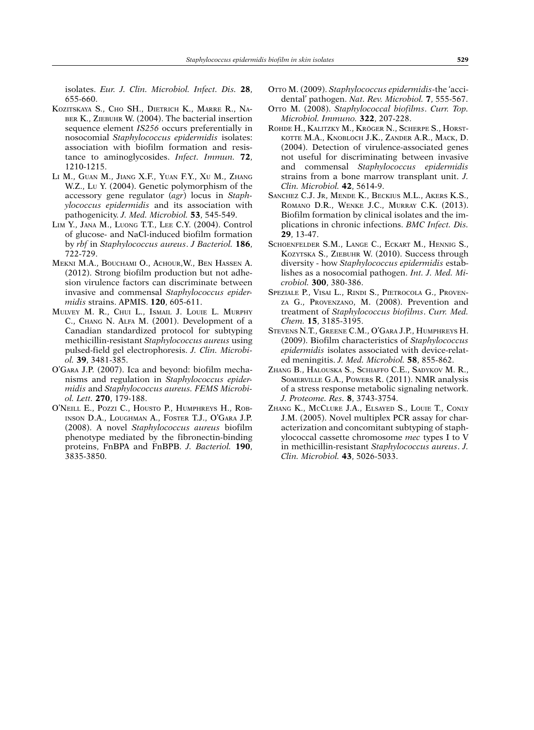isolates. *Eur. J. Clin. Microbiol. Infect. Dis.* **28**, 655-660.

Kozitskaya S., Cho SH., Dietrich K., Marre R., Naber K., Ziebuhr W. (2004). The bacterial insertion sequence element *IS256* occurs preferentially in nosocomial *Staphylococcus epidermidis* isolates: association with biofilm formation and resistance to aminoglycosides. *Infect. Immun.* **72**, 1210-1215.

Li M., Guan M., Jiang X.F., Yuan F.Y., Xu M., Zhang W.Z., Lu Y. (2004). Genetic polymorphism of the accessory gene regulator (*agr*) locus in *Staphylococcus epidermidis* and its association with pathogenicity. *J. Med. Microbiol.* **53**, 545-549.

Lim Y., Jana M., Luong T.T., Lee C.Y. (2004). Control of glucose- and NaCl-induced biofilm formation by *rbf* in *Staphylococcus aureus*. *J Bacteriol.* **186**, 722-729.

Mekni M.A., Bouchami O., Achour,W., Ben Hassen A. (2012). Strong biofilm production but not adhesion virulence factors can discriminate between invasive and commensal *Staphylococcus epidermidis* strains. APMIS. **120**, 605-611.

Mulvey M. R., Chui L., Ismail J. Louie L. Murphy C., Chang N. Alfa M. (2001). Development of a Canadian standardized protocol for subtyping methicillin-resistant *Staphylococcus aureus* using pulsed-field gel electrophoresis. *J. Clin. Microbiol.* **39**, 3481-385.

O'Gara J.P. (2007). Ica and beyond: biofilm mechanisms and regulation in *Staphylococcus epidermidis* and *Staphylococcus aureus*. *FEMS Microbiol. Lett.* **270**, 179-188.

O'Neill E., Pozzi C., Housto P., Humphreys H., Robinson D.A., Loughman A., Foster T.J., O'Gara J.P. (2008). A novel *Staphylococcus aureus* biofilm phenotype mediated by the fibronectin-binding proteins, FnBPA and FnBPB. *J. Bacteriol.* **190**, 3835-3850.

Otto M. (2009). *Staphylococcus epidermidis*-the 'accidental' pathogen. *Nat. Rev. Microbiol.* **7**, 555-567.

Otto M. (2008). *Staphylococcal biofilms*. *Curr. Top. Microbiol. Immuno.* **322**, 207-228.

Rohde H., Kalitzky M., Kröger N., Scherpe S., Horstkotte M.A., Knobloch J.K., Zander A.R., Mack, D. (2004). Detection of virulence-associated genes not useful for discriminating between invasive and commensal *Staphylococcus epidermidis* strains from a bone marrow transplant unit. *J. Clin. Microbiol.* **42**, 5614-9.

Sanchez C.J. Jr, Mende K., Beckius M.L., Akers K.S., Romano D.R., Wenke J.C., Murray C.K. (2013). Biofilm formation by clinical isolates and the implications in chronic infections. *BMC Infect. Dis.* **29**, 13-47.

Schoenfelder S.M., Lange C., Eckart M., Hennig S., Kozytska S., Ziebuhr W. (2010). Success through diversity - how *Staphylococcus epidermidis* establishes as a nosocomial pathogen. *Int. J. Med. Microbiol.* **300**, 380-386.

Speziale P., Visai L., Rindi S., Pietrocola G., Provenza G., Provenzano, M. (2008). Prevention and treatment of *Staphylococcus biofilms*. *Curr. Med. Chem.* **15**, 3185-3195.

Stevens N.T., Greene C.M., O'Gara J.P., Humphreys H. (2009). Biofilm characteristics of *Staphylococcus epidermidis* isolates associated with device-related meningitis. *J. Med. Microbiol.* **58**, 855-862.

Zhang B., Halouska S., Schiaffo C.E., Sadykov M. R., Somerville G.A., Powers R. (2011). NMR analysis of a stress response metabolic signaling network. *J. Proteome. Res.* **8**, 3743-3754.

Zhang K., McClure J.A., Elsayed S., Louie T., Conly J.M. (2005). Novel multiplex PCR assay for characterization and concomitant subtyping of staphylococcal cassette chromosome *mec* types I to V in methicillin-resistant *Staphylococcus aureus*. *J. Clin. Microbiol.* **43**, 5026-5033.